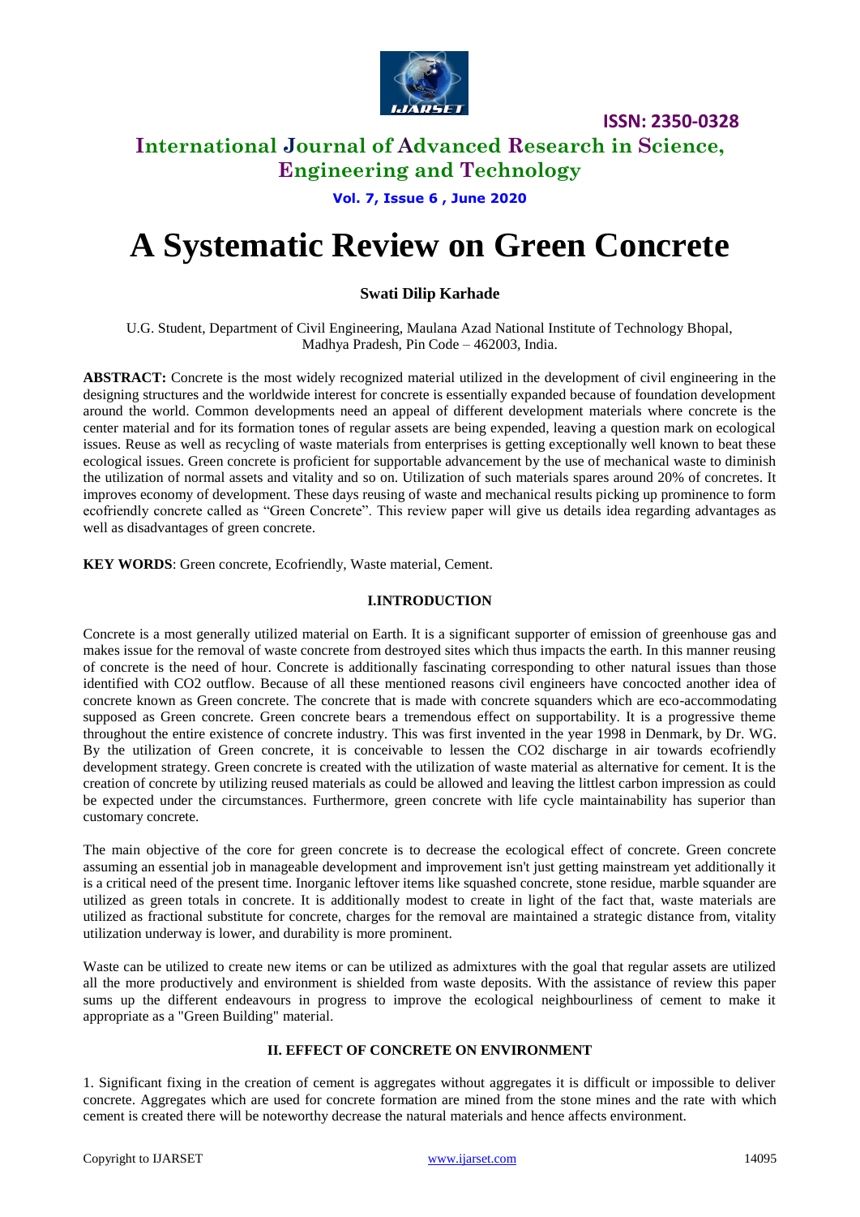# A Systematic Review on Green Concrete

**Swati Dilip Karhade**

U.G. Student, Department of Civil Engineering, Maulana Azad National Institute of Technology Bhopal, Madhya Pradesh, Pin Code – 462003, India.

**ABSTRACT:** Concrete is the most widely recognized material utilized in the development of civil engineering in the designing structures and the worldwide interest for concrete is essentially expanded because of foundation development around the world. Common developments need an appeal of different development materials where concrete is the center material and for its formation tones of regular assets are being expended, leaving a question mark on ecological issues. Reuse as well as recycling of waste materials from enterprises is getting exceptionally well known to beat these ecological issues. Green concrete is proficient for supportable advancement by the use of mechanical waste to diminish the utilization of normal assets and vitality and so on. Utilization of such materials spares around 20% of concretes. It improves economy of development. These days reusing of waste and mechanical results picking up prominence to form ecofriendly concrete called as "Green Concrete". This review paper will give us details idea regarding advantages as well as disadvantages of green concrete.

**KEY WORDS**: Green concrete, Ecofriendly, Waste material, Cement.

## I.INTRODUCTION

Concrete is a most generally utilized material on Earth. It is a significant supporter of emission of greenhouse gas and makes issue for the removal of waste concrete from destroyed sites which thus impacts the earth. In this manner reusing of concrete is the need of hour. Concrete is additionally fascinating corresponding to other natural issues than those identified with CO2 outflow. Because of all these mentioned reasons civil engineers have concocted another idea of concrete known as Green concrete. The concrete that is made with concrete squanders which are eco-accommodating supposed as Green concrete. Green concrete bears a tremendous effect on supportability. It is a progressive theme throughout the entire existence of concrete industry. This was first invented in the year 1998 in Denmark, by Dr. WG. By the utilization of Green concrete, it is conceivable to lessen the CO2 discharge in air towards ecofriendly development strategy. Green concrete is created with the utilization of waste material as alternative for cement. It is the creation of concrete by utilizing reused materials as could be allowed and leaving the littlest carbon impression as could be expected under the circumstances. Furthermore, green concrete with life cycle maintainability has superior than customary concrete.

The main objective of the core for green concrete is to decrease the ecological effect of concrete. Green concrete assuming an essential job in manageable development and improvement isn't just getting mainstream yet additionally it is a critical need of the present time. Inorganic leftover items like squashed concrete, stone residue, marble squander are utilized as green totals in concrete. It is additionally modest to create in light of the fact that, waste materials are utilized as fractional substitute for concrete, charges for the removal are maintained a strategic distance from, vitality utilization underway is lower, and durability is more prominent.

Waste can be utilized to create new items or can be utilized as admixtures with the goal that regular assets are utilized all the more productively and environment is shielded from waste deposits. With the assistance of review this paper sums up the different endeavours in progress to improve the ecological neighbourliness of cement to make it appropriate as a "Green Building" material.

## II. EFFECT OF CONCRETE ON ENVIRONMENT

1. Significant fixing in the creation of cement is aggregates without aggregates it is difficult or impossible to deliver concrete. Aggregates which are used for concrete formation are mined from the stone mines and the rate with which cement is created there will be noteworthy decrease the natural materials and hence affects environment.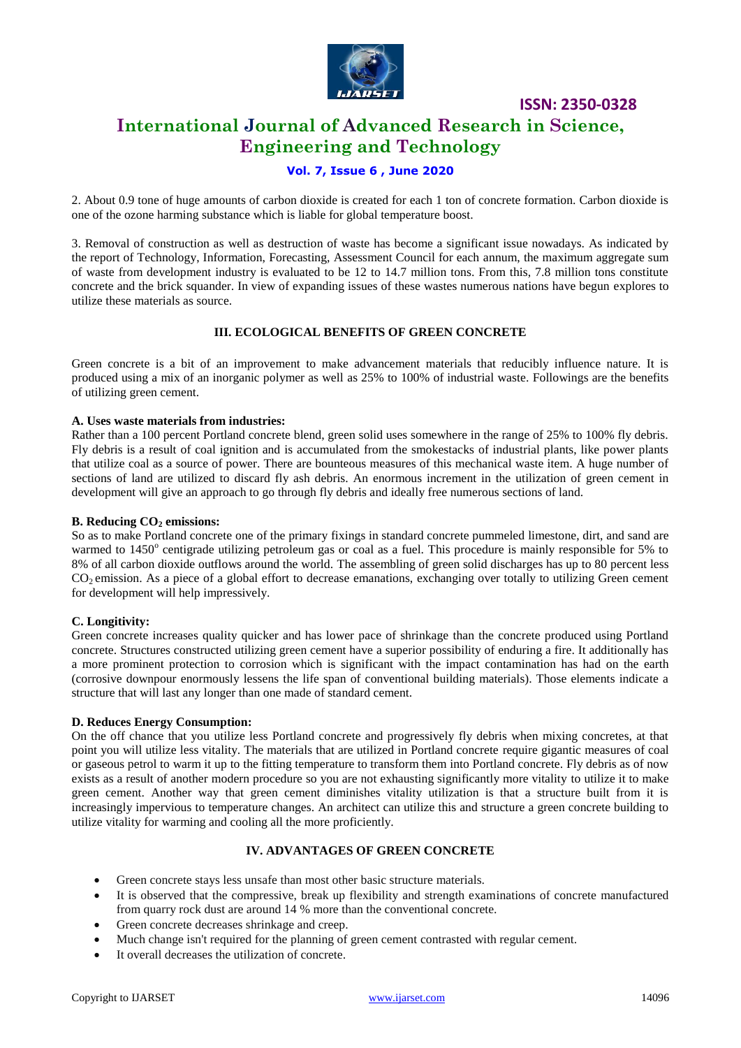2. About 0.9 tone of huge amounts of carbon dioxide is created for each 1 ton of concrete formation. Carbon dioxide is one of the ozone harming substance which is liable for global temperature boost.

3. Removal of construction as well as destruction of waste has become a significant issue nowadays. As indicated by the report of Technology, Information, Forecasting, Assessment Council for each annum, the maximum aggregate sum of waste from development industry is evaluated to be 12 to 14.7 million tons. From this, 7.8 million tons constitute concrete and the brick squander. In view of expanding issues of these wastes numerous nations have begun explores to utilize these materials as source.

## III. ECOLOGICAL BENEFITS OF GREEN CONCRETE

Green concrete is a bit of an improvement to make advancement materials that reducibly influence nature. It is produced using a mix of an inorganic polymer as well as 25% to 100% of industrial waste. Followings are the benefits of utilizing green cement.

### A. Uses waste materials from industries:

Rather than a 100 percent Portland concrete blend, green solid uses somewhere in the range of 25% to 100% fly debris. Fly debris is a result of coal ignition and is accumulated from the smokestacks of industrial plants, like power plants that utilize coal as a source of power. There are bounteous measures of this mechanical waste item. A huge number of sections of land are utilized to discard fly ash debris. An enormous increment in the utilization of green cement in development will give an approach to go through fly debris and ideally free numerous sections of land.

### B. Reducing $CO_2$ emissions:

So as to make Portland concrete one of the primary fixings in standard concrete pummeled limestone, dirt, and sand are warmed to $1450^{o}$ centigrade utilizing petroleum gas or coal as a fuel. This procedure is mainly responsible for 5% to 8% of all carbon dioxide outflows around the world. The assembling of green solid discharges has up to 80 percent less $CO_2$ emission. As a piece of a global effort to decrease emanations, exchanging over totally to utilizing Green cement for development will help impressively.

### C. Longitivity:

Green concrete increases quality quicker and has lower pace of shrinkage than the concrete produced using Portland concrete. Structures constructed utilizing green cement have a superior possibility of enduring a fire. It additionally has a more prominent protection to corrosion which is significant with the impact contamination has had on the earth (corrosive downpour enormously lessens the life span of conventional building materials). Those elements indicate a structure that will last any longer than one made of standard cement.

### D. Reduces Energy Consumption:

On the off chance that you utilize less Portland concrete and progressively fly debris when mixing concretes, at that point you will utilize less vitality. The materials that are utilized in Portland concrete require gigantic measures of coal or gaseous petrol to warm it up to the fitting temperature to transform them into Portland concrete. Fly debris as of now exists as a result of another modern procedure so you are not exhausting significantly more vitality to utilize it to make green cement. Another way that green cement diminishes vitality utilization is that a structure built from it is increasingly impervious to temperature changes. An architect can utilize this and structure a green concrete building to utilize vitality for warming and cooling all the more proficiently.

## IV. ADVANTAGES OF GREEN CONCRETE

- Green concrete stays less unsafe than most other basic structure materials.
- It is observed that the compressive, break up flexibility and strength examinations of concrete manufactured from quarry rock dust are around 14 % more than the conventional concrete.
- Green concrete decreases shrinkage and creep.
- Much change isn't required for the planning of green cement contrasted with regular cement.
- It overall decreases the utilization of concrete.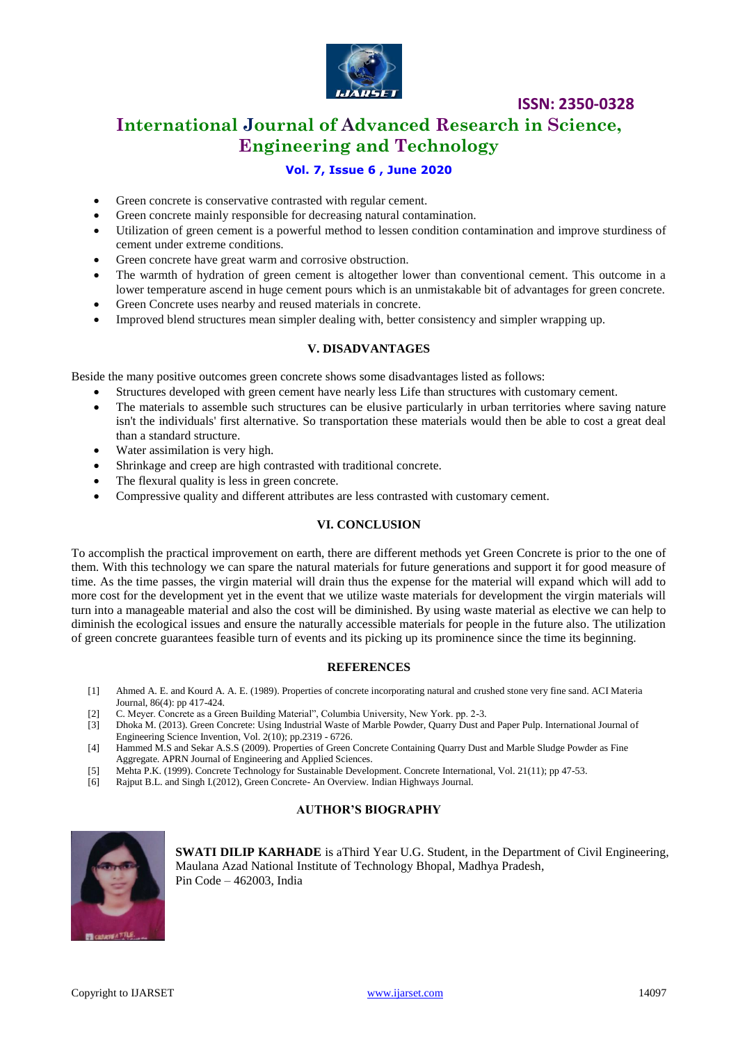- Green concrete is conservative contrasted with regular cement.
- Green concrete mainly responsible for decreasing natural contamination.
- Utilization of green cement is a powerful method to lessen condition contamination and improve sturdiness of cement under extreme conditions.
- Green concrete have great warm and corrosive obstruction.
- The warmth of hydration of green cement is altogether lower than conventional cement. This outcome in a lower temperature ascend in huge cement pours which is an unmistakable bit of advantages for green concrete.
- Green Concrete uses nearby and reused materials in concrete.
- Improved blend structures mean simpler dealing with, better consistency and simpler wrapping up.

## V. DISADVANTAGES

Beside the many positive outcomes green concrete shows some disadvantages listed as follows:

- Structures developed with green cement have nearly less Life than structures with customary cement.
- The materials to assemble such structures can be elusive particularly in urban territories where saving nature isn't the individuals' first alternative. So transportation these materials would then be able to cost a great deal than a standard structure.
- Water assimilation is very high.
- Shrinkage and creep are high contrasted with traditional concrete.
- The flexural quality is less in green concrete.
- Compressive quality and different attributes are less contrasted with customary cement.

## VI. CONCLUSION

To accomplish the practical improvement on earth, there are different methods yet Green Concrete is prior to the one of them. With this technology we can spare the natural materials for future generations and support it for good measure of time. As the time passes, the virgin material will drain thus the expense for the material will expand which will add to more cost for the development yet in the event that we utilize waste materials for development the virgin materials will turn into a manageable material and also the cost will be diminished. By using waste material as elective we can help to diminish the ecological issues and ensure the naturally accessible materials for people in the future also. The utilization of green concrete guarantees feasible turn of events and its picking up its prominence since the time its beginning.

## REFERENCES

[1] Ahmed A. E. and Kourd A. A. E. (1989). Properties of concrete incorporating natural and crushed stone very fine sand. ACI Materia Journal, 86(4): pp 417-424.

[2] C. Meyer. Concrete as a Green Building Material", Columbia University, New York. pp. 2-3.

[3] Dhoka M. (2013). Green Concrete: Using Industrial Waste of Marble Powder, Quarry Dust and Paper Pulp. International Journal of Engineering Science Invention, Vol. 2(10); pp.2319 - 6726.

[4] Hammed M.S and Sekar A.S.S (2009). Properties of Green Concrete Containing Quarry Dust and Marble Sludge Powder as Fine Aggregate. APRN Journal of Engineering and Applied Sciences.

[5] Mehta P.K. (1999). Concrete Technology for Sustainable Development. Concrete International, Vol. 21(11); pp 47-53.

[6] Rajput B.L. and Singh I.(2012), Green Concrete- An Overview. Indian Highways Journal.

## AUTHOR'S BIOGRAPHY

**SWATI DILIP KARHADE** is aThird Year U.G. Student, in the Department of Civil Engineering, Maulana Azad National Institute of Technology Bhopal, Madhya Pradesh, Pin Code – 462003, India